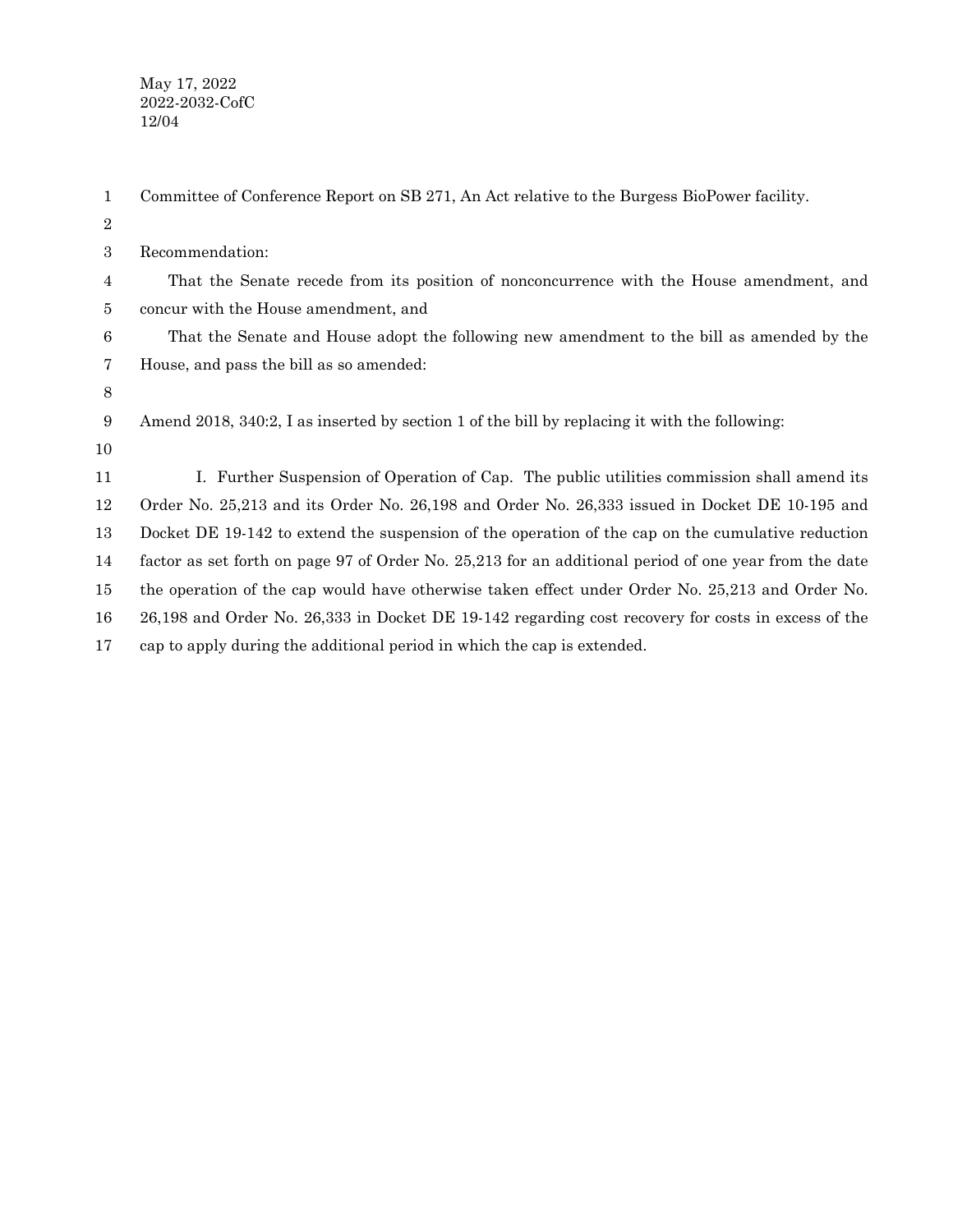May 17, 2022
2022-2032-CofC
12/04

Committee of Conference Report on SB 271, An Act relative to the Burgess BioPower facility.

Recommendation:

That the Senate recede from its position of nonconcurrence with the House amendment, and concur with the House amendment, and

That the Senate and House adopt the following new amendment to the bill as amended by the House, and pass the bill as so amended:

Amend 2018, 340:2, I as inserted by section 1 of the bill by replacing it with the following:

I. Further Suspension of Operation of Cap. The public utilities commission shall amend its Order No. 25,213 and its Order No. 26,198 and Order No. 26,333 issued in Docket DE 10-195 and Docket DE 19-142 to extend the suspension of the operation of the cap on the cumulative reduction factor as set forth on page 97 of Order No. 25,213 for an additional period of one year from the date the operation of the cap would have otherwise taken effect under Order No. 25,213 and Order No. 26,198 and Order No. 26,333 in Docket DE 19-142 regarding cost recovery for costs in excess of the cap to apply during the additional period in which the cap is extended.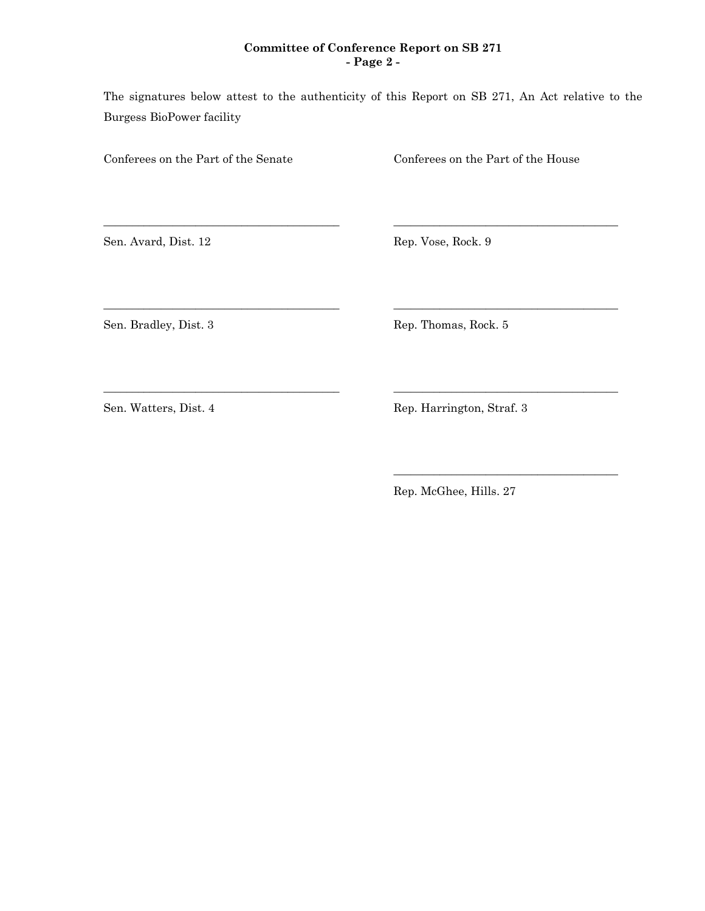**Committee of Conference Report on SB 271**
**- Page 2 -**

The signatures below attest to the authenticity of this Report on SB 271, An Act relative to the Burgess BioPower facility

| Conferees on the Part of the Senate | Conferees on the Part of the House |
| --- | --- |
| ____________________________ | ____________________________ |
| Sen. Avard, Dist. 12 | Rep. Vose, Rock. 9 |
| ____________________________ | ____________________________ |
| Sen. Bradley, Dist. 3 | Rep. Thomas, Rock. 5 |
| ____________________________ | ____________________________ |
| Sen. Watters, Dist. 4 | Rep. Harrington, Straf. 3 |
| | ____________________________ |
| | Rep. McGhee, Hills. 27 |